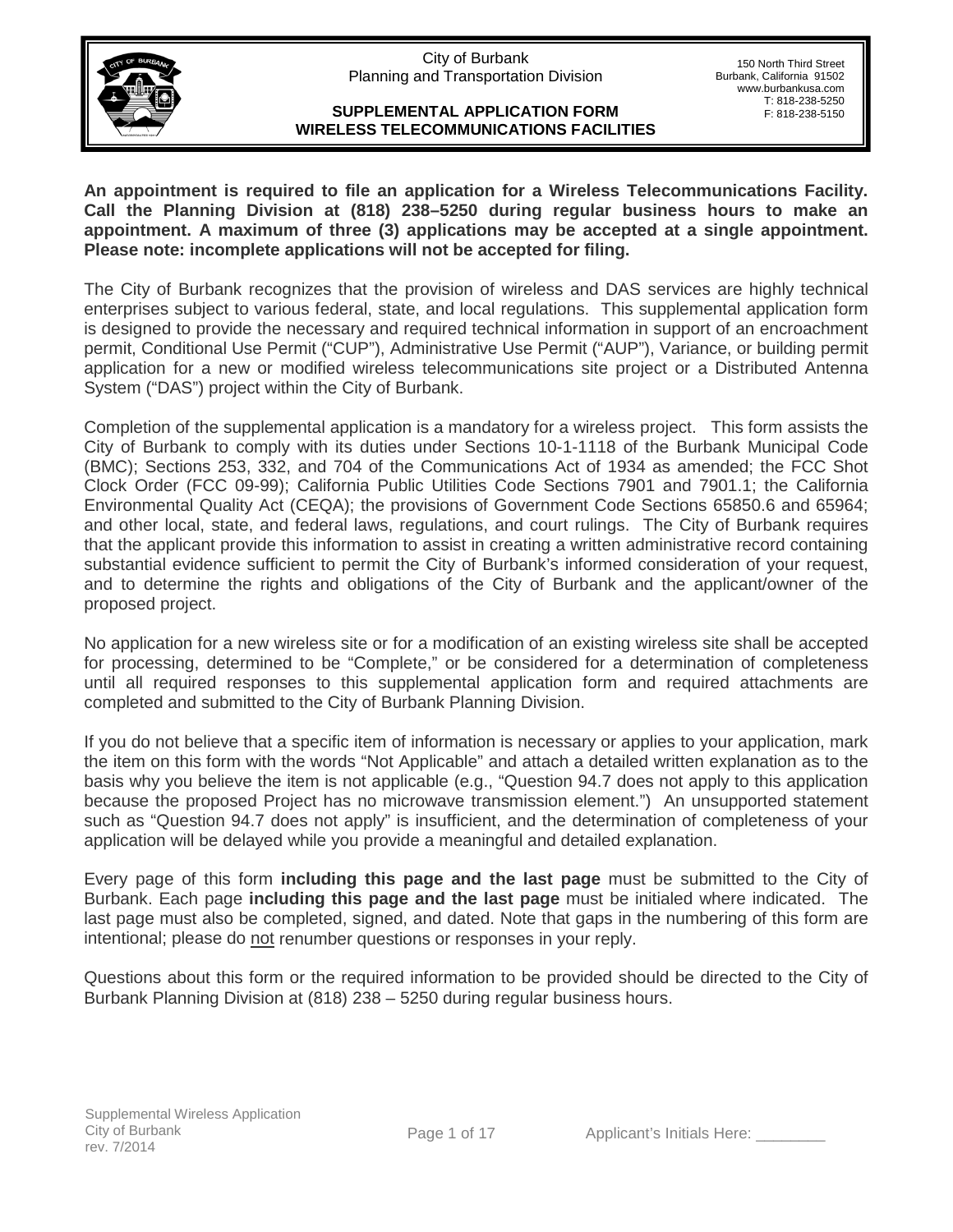City of Burbank
Planning and Transportation Division

150 North Third Street
Burbank, California 91502
www.burbankusa.com
T: 818-238-5250
F: 818-238-5150

**SUPPLEMENTAL APPLICATION FORM**
**WIRELESS TELECOMMUNICATIONS FACILITIES**

**An appointment is required to file an application for a Wireless Telecommunications Facility. Call the Planning Division at (818) 238–5250 during regular business hours to make an appointment. A maximum of three (3) applications may be accepted at a single appointment. Please note: incomplete applications will not be accepted for filing.**

The City of Burbank recognizes that the provision of wireless and DAS services are highly technical enterprises subject to various federal, state, and local regulations. This supplemental application form is designed to provide the necessary and required technical information in support of an encroachment permit, Conditional Use Permit ("CUP"), Administrative Use Permit ("AUP"), Variance, or building permit application for a new or modified wireless telecommunications site project or a Distributed Antenna System ("DAS") project within the City of Burbank.

Completion of the supplemental application is a mandatory for a wireless project. This form assists the City of Burbank to comply with its duties under Sections 10-1-1118 of the Burbank Municipal Code (BMC); Sections 253, 332, and 704 of the Communications Act of 1934 as amended; the FCC Shot Clock Order (FCC 09-99); California Public Utilities Code Sections 7901 and 7901.1; the California Environmental Quality Act (CEQA); the provisions of Government Code Sections 65850.6 and 65964; and other local, state, and federal laws, regulations, and court rulings. The City of Burbank requires that the applicant provide this information to assist in creating a written administrative record containing substantial evidence sufficient to permit the City of Burbank's informed consideration of your request, and to determine the rights and obligations of the City of Burbank and the applicant/owner of the proposed project.

No application for a new wireless site or for a modification of an existing wireless site shall be accepted for processing, determined to be "Complete," or be considered for a determination of completeness until all required responses to this supplemental application form and required attachments are completed and submitted to the City of Burbank Planning Division.

If you do not believe that a specific item of information is necessary or applies to your application, mark the item on this form with the words "Not Applicable" and attach a detailed written explanation as to the basis why you believe the item is not applicable (e.g., "Question 94.7 does not apply to this application because the proposed Project has no microwave transmission element.") An unsupported statement such as "Question 94.7 does not apply" is insufficient, and the determination of completeness of your application will be delayed while you provide a meaningful and detailed explanation.

Every page of this form **including this page and the last page** must be submitted to the City of Burbank. Each page **including this page and the last page** must be initialed where indicated. The last page must also be completed, signed, and dated. Note that gaps in the numbering of this form are intentional; please do <u>not</u> renumber questions or responses in your reply.

Questions about this form or the required information to be provided should be directed to the City of Burbank Planning Division at (818) 238 – 5250 during regular business hours.

Applicant's Initials Here: ________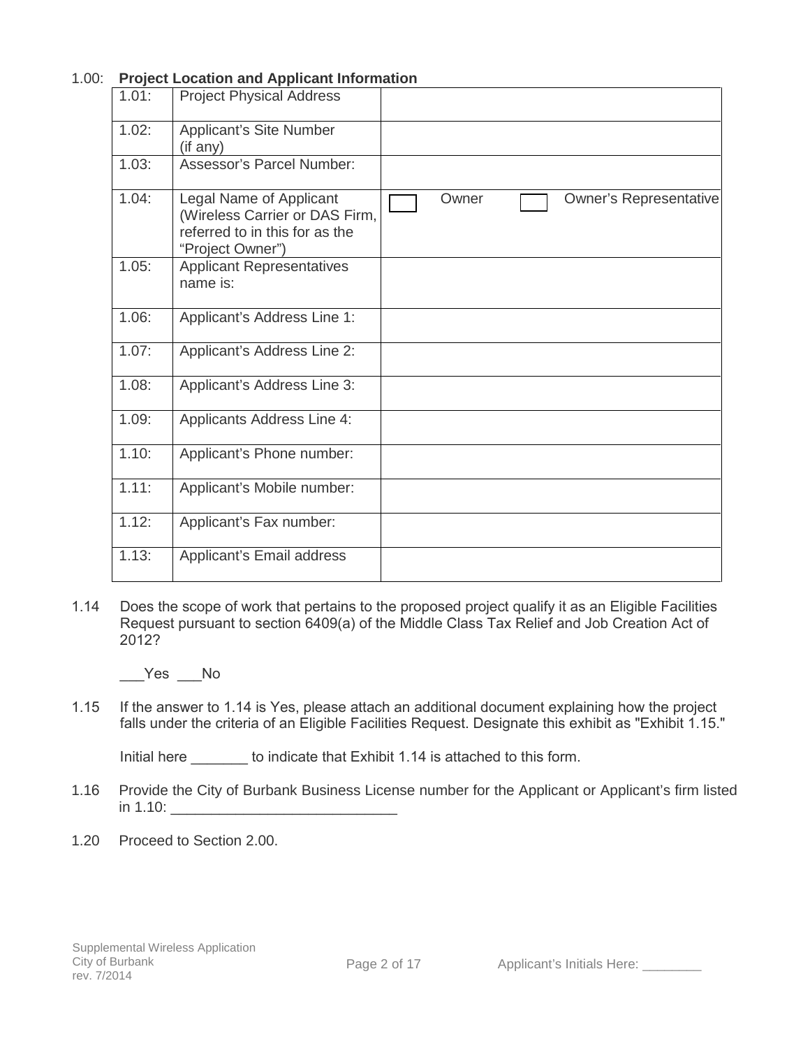## 1.00: **Project Location and Applicant Information**

| | | |
|---|---|---|
| 1.01: | Project Physical Address | |
| 1.02: | Applicant's Site Number (if any) | |
| 1.03: | Assessor's Parcel Number: | |
| 1.04: | Legal Name of Applicant (Wireless Carrier or DAS Firm, referred to in this for as the "Project Owner") | ☐ Owner ☐ Owner's Representative |
| 1.05: | Applicant Representatives name is: | |
| 1.06: | Applicant's Address Line 1: | |
| 1.07: | Applicant's Address Line 2: | |
| 1.08: | Applicant's Address Line 3: | |
| 1.09: | Applicants Address Line 4: | |
| 1.10: | Applicant's Phone number: | |
| 1.11: | Applicant's Mobile number: | |
| 1.12: | Applicant's Fax number: | |
| 1.13: | Applicant's Email address | |

1.14 Does the scope of work that pertains to the proposed project qualify it as an Eligible Facilities Request pursuant to section 6409(a) of the Middle Class Tax Relief and Job Creation Act of 2012?

___Yes ___No

1.15 If the answer to 1.14 is Yes, please attach an additional document explaining how the project falls under the criteria of an Eligible Facilities Request. Designate this exhibit as "Exhibit 1.15."

Initial here _______ to indicate that Exhibit 1.14 is attached to this form.

1.16 Provide the City of Burbank Business License number for the Applicant or Applicant's firm listed in 1.10: ____________________________

1.20 Proceed to Section 2.00.

Applicant's Initials Here: ________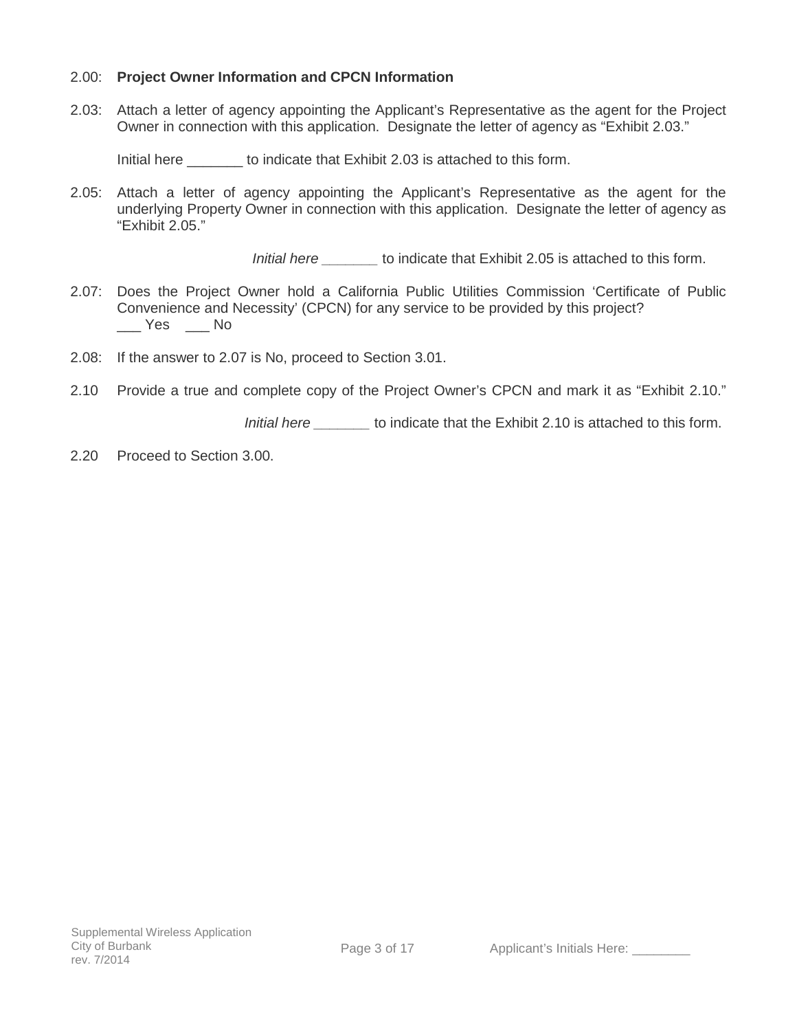2.00: **Project Owner Information and CPCN Information**

2.03: Attach a letter of agency appointing the Applicant's Representative as the agent for the Project Owner in connection with this application. Designate the letter of agency as "Exhibit 2.03."

Initial here _______ to indicate that Exhibit 2.03 is attached to this form.

2.05: Attach a letter of agency appointing the Applicant's Representative as the agent for the underlying Property Owner in connection with this application. Designate the letter of agency as "Exhibit 2.05."

*Initial here* _______ to indicate that Exhibit 2.05 is attached to this form.

2.07: Does the Project Owner hold a California Public Utilities Commission 'Certificate of Public Convenience and Necessity' (CPCN) for any service to be provided by this project?
___ Yes ___ No

2.08: If the answer to 2.07 is No, proceed to Section 3.01.

2.10 Provide a true and complete copy of the Project Owner's CPCN and mark it as "Exhibit 2.10."

*Initial here* _______ to indicate that the Exhibit 2.10 is attached to this form.

2.20 Proceed to Section 3.00.

Applicant's Initials Here: ________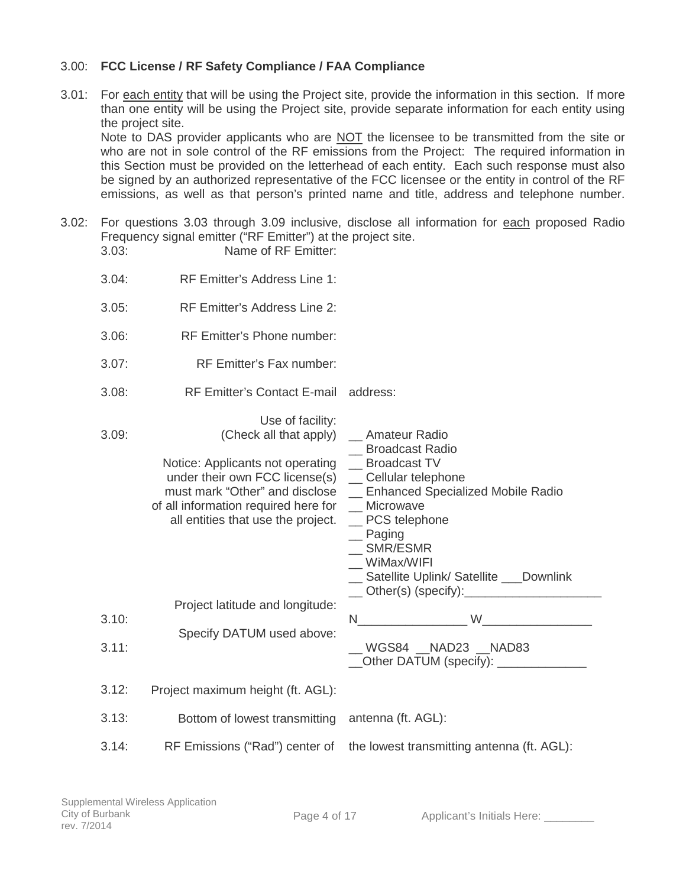3.00: **FCC License / RF Safety Compliance / FAA Compliance**

3.01: For <u>each entity</u> that will be using the Project site, provide the information in this section. If more than one entity will be using the Project site, provide separate information for each entity using the project site.
Note to DAS provider applicants who are <u>NOT</u> the licensee to be transmitted from the site or who are not in sole control of the RF emissions from the Project: The required information in this Section must be provided on the letterhead of each entity. Each such response must also be signed by an authorized representative of the FCC licensee or the entity in control of the RF emissions, as well as that person's printed name and title, address and telephone number.

3.02: For questions 3.03 through 3.09 inclusive, disclose all information for <u>each</u> proposed Radio Frequency signal emitter ("RF Emitter") at the project site.

3.03: Name of RF Emitter:

3.04: RF Emitter's Address Line 1:

3.05: RF Emitter's Address Line 2:

3.06: RF Emitter's Phone number:

3.07: RF Emitter's Fax number:

3.08: RF Emitter's Contact E-mail address:

3.09: Use of facility: (Check all that apply)

Notice: Applicants not operating under their own FCC license(s) must mark "Other" and disclose of all information required here for all entities that use the project.

- __ Amateur Radio
- __ Broadcast Radio
- __ Broadcast TV
- __ Cellular telephone
- __ Enhanced Specialized Mobile Radio
- __ Microwave
- __ PCS telephone
- __ Paging
- __ SMR/ESMR
- __ WiMax/WIFI
- __ Satellite Uplink/ Satellite ___Downlink
- __ Other(s) (specify):____________________

3.10: Project latitude and longitude: N________________ W________________

3.11: Specify DATUM used above: __ WGS84 __NAD23 __NAD83
__Other DATUM (specify): _____________

3.12: Project maximum height (ft. AGL):

3.13: Bottom of lowest transmitting antenna (ft. AGL):

3.14: RF Emissions ("Rad") center of the lowest transmitting antenna (ft. AGL):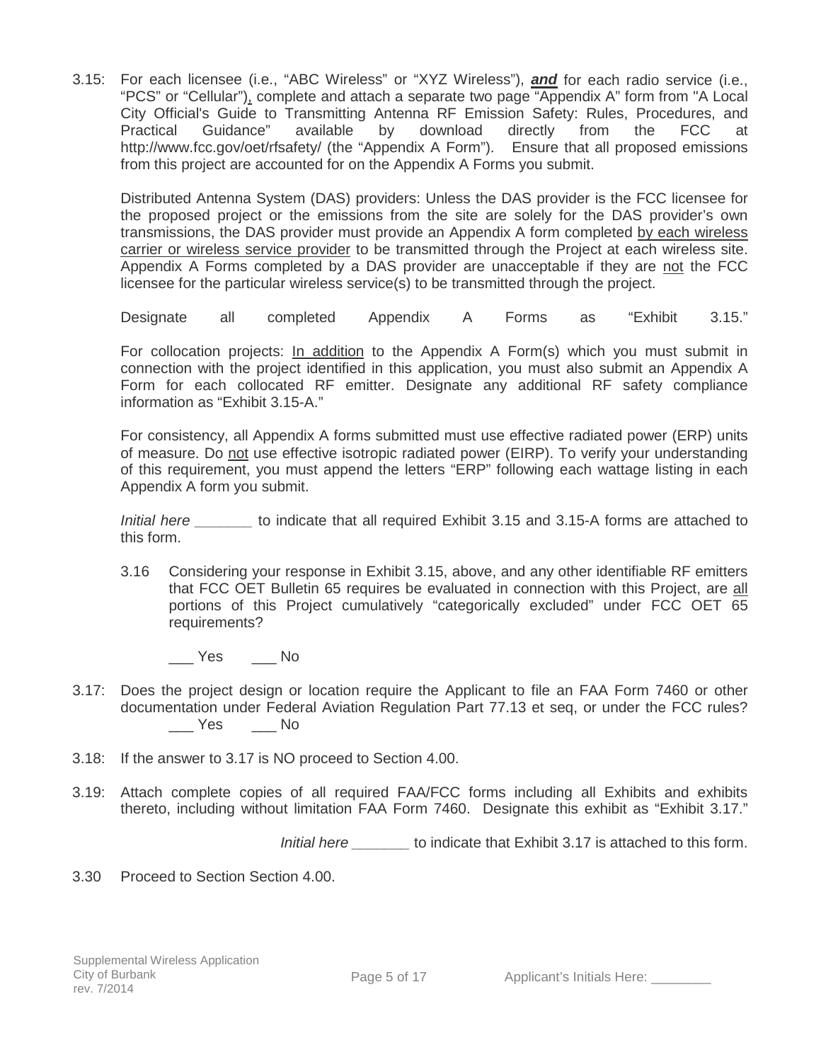3.15: For each licensee (i.e., "ABC Wireless" or "XYZ Wireless"), ***and*** for each radio service (i.e., "PCS" or "Cellular"), complete and attach a separate two page "Appendix A" form from "A Local City Official's Guide to Transmitting Antenna RF Emission Safety: Rules, Procedures, and Practical Guidance" available by download directly from the FCC at http://www.fcc.gov/oet/rfsafety/ (the "Appendix A Form"). Ensure that all proposed emissions from this project are accounted for on the Appendix A Forms you submit.

Distributed Antenna System (DAS) providers: Unless the DAS provider is the FCC licensee for the proposed project or the emissions from the site are solely for the DAS provider's own transmissions, the DAS provider must provide an Appendix A form completed by each wireless carrier or wireless service provider to be transmitted through the Project at each wireless site. Appendix A Forms completed by a DAS provider are unacceptable if they are not the FCC licensee for the particular wireless service(s) to be transmitted through the project.

Designate all completed Appendix A Forms as "Exhibit 3.15."

For collocation projects: In addition to the Appendix A Form(s) which you must submit in connection with the project identified in this application, you must also submit an Appendix A Form for each collocated RF emitter. Designate any additional RF safety compliance information as "Exhibit 3.15-A."

For consistency, all Appendix A forms submitted must use effective radiated power (ERP) units of measure. Do not use effective isotropic radiated power (EIRP). To verify your understanding of this requirement, you must append the letters "ERP" following each wattage listing in each Appendix A form you submit.

*Initial here* _______ to indicate that all required Exhibit 3.15 and 3.15-A forms are attached to this form.

3.16 Considering your response in Exhibit 3.15, above, and any other identifiable RF emitters that FCC OET Bulletin 65 requires be evaluated in connection with this Project, are all portions of this Project cumulatively "categorically excluded" under FCC OET 65 requirements?

___ Yes ___ No

3.17: Does the project design or location require the Applicant to file an FAA Form 7460 or other documentation under Federal Aviation Regulation Part 77.13 et seq, or under the FCC rules?
___ Yes ___ No

3.18: If the answer to 3.17 is NO proceed to Section 4.00.

3.19: Attach complete copies of all required FAA/FCC forms including all Exhibits and exhibits thereto, including without limitation FAA Form 7460. Designate this exhibit as "Exhibit 3.17."

*Initial here* _______ to indicate that Exhibit 3.17 is attached to this form.

3.30 Proceed to Section Section 4.00.

Applicant's Initials Here: ________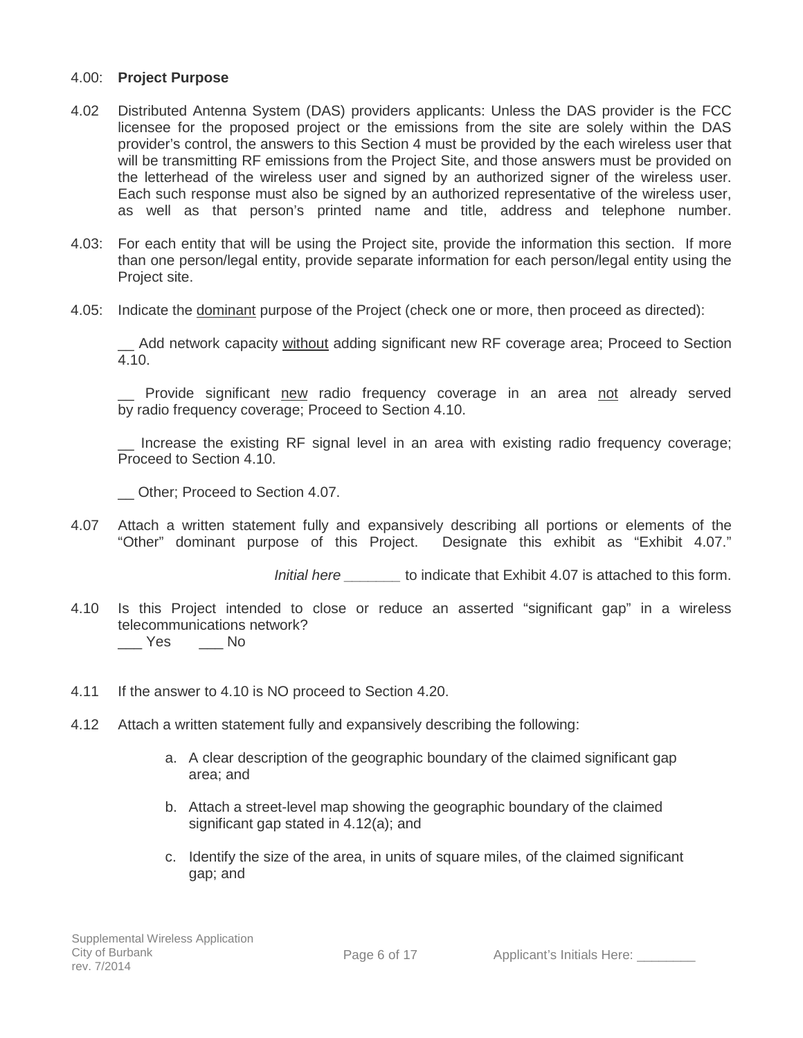4.00: **Project Purpose**

4.02 Distributed Antenna System (DAS) providers applicants: Unless the DAS provider is the FCC licensee for the proposed project or the emissions from the site are solely within the DAS provider's control, the answers to this Section 4 must be provided by the each wireless user that will be transmitting RF emissions from the Project Site, and those answers must be provided on the letterhead of the wireless user and signed by an authorized signer of the wireless user. Each such response must also be signed by an authorized representative of the wireless user, as well as that person's printed name and title, address and telephone number.

4.03: For each entity that will be using the Project site, provide the information this section. If more than one person/legal entity, provide separate information for each person/legal entity using the Project site.

4.05: Indicate the <u>dominant</u> purpose of the Project (check one or more, then proceed as directed):

__ Add network capacity <u>without</u> adding significant new RF coverage area; Proceed to Section 4.10.

__ Provide significant <u>new</u> radio frequency coverage in an area <u>not</u> already served by radio frequency coverage; Proceed to Section 4.10.

__ Increase the existing RF signal level in an area with existing radio frequency coverage; Proceed to Section 4.10.

__ Other; Proceed to Section 4.07.

4.07 Attach a written statement fully and expansively describing all portions or elements of the "Other" dominant purpose of this Project. Designate this exhibit as "Exhibit 4.07."

*Initial here* _______ to indicate that Exhibit 4.07 is attached to this form.

4.10 Is this Project intended to close or reduce an asserted "significant gap" in a wireless telecommunications network?
___ Yes ___ No

4.11 If the answer to 4.10 is NO proceed to Section 4.20.

4.12 Attach a written statement fully and expansively describing the following:

a. A clear description of the geographic boundary of the claimed significant gap area; and

b. Attach a street-level map showing the geographic boundary of the claimed significant gap stated in 4.12(a); and

c. Identify the size of the area, in units of square miles, of the claimed significant gap; and

Applicant's Initials Here: ________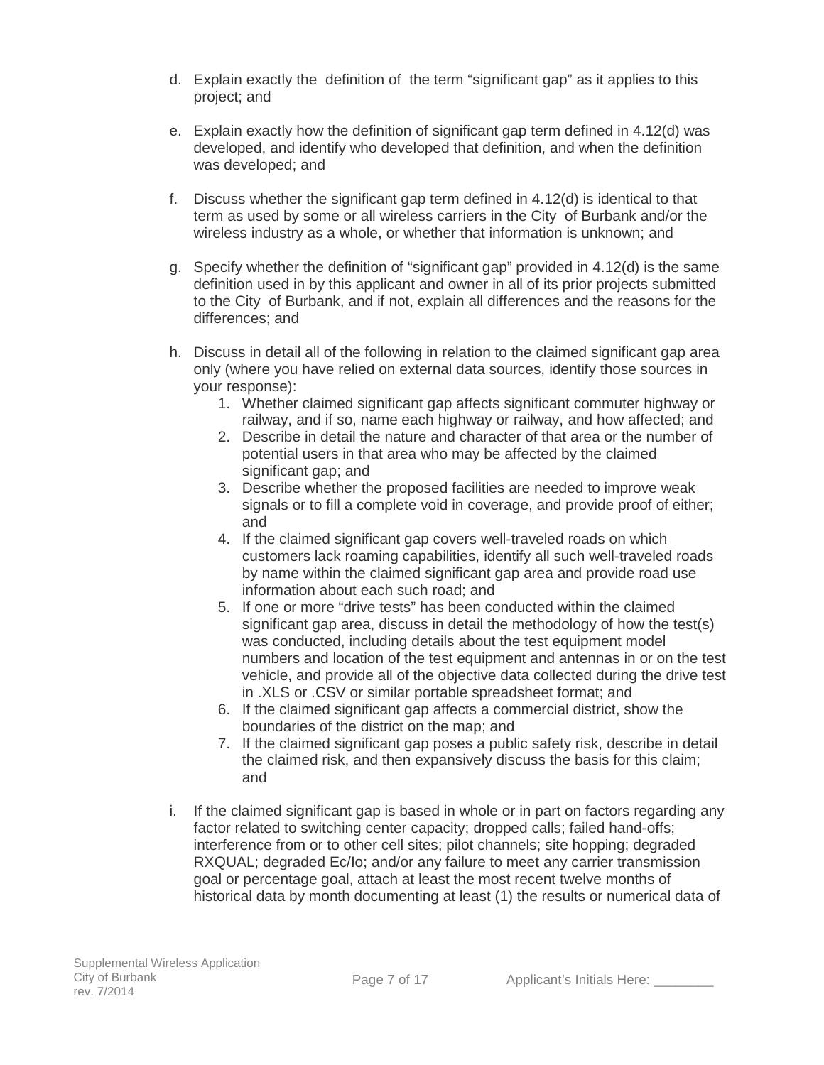d. Explain exactly the definition of the term "significant gap" as it applies to this project; and

e. Explain exactly how the definition of significant gap term defined in 4.12(d) was developed, and identify who developed that definition, and when the definition was developed; and

f. Discuss whether the significant gap term defined in 4.12(d) is identical to that term as used by some or all wireless carriers in the City of Burbank and/or the wireless industry as a whole, or whether that information is unknown; and

g. Specify whether the definition of "significant gap" provided in 4.12(d) is the same definition used in by this applicant and owner in all of its prior projects submitted to the City of Burbank, and if not, explain all differences and the reasons for the differences; and

h. Discuss in detail all of the following in relation to the claimed significant gap area only (where you have relied on external data sources, identify those sources in your response):
    1. Whether claimed significant gap affects significant commuter highway or railway, and if so, name each highway or railway, and how affected; and
    2. Describe in detail the nature and character of that area or the number of potential users in that area who may be affected by the claimed significant gap; and
    3. Describe whether the proposed facilities are needed to improve weak signals or to fill a complete void in coverage, and provide proof of either; and
    4. If the claimed significant gap covers well-traveled roads on which customers lack roaming capabilities, identify all such well-traveled roads by name within the claimed significant gap area and provide road use information about each such road; and
    5. If one or more "drive tests" has been conducted within the claimed significant gap area, discuss in detail the methodology of how the test(s) was conducted, including details about the test equipment model numbers and location of the test equipment and antennas in or on the test vehicle, and provide all of the objective data collected during the drive test in .XLS or .CSV or similar portable spreadsheet format; and
    6. If the claimed significant gap affects a commercial district, show the boundaries of the district on the map; and
    7. If the claimed significant gap poses a public safety risk, describe in detail the claimed risk, and then expansively discuss the basis for this claim; and

i. If the claimed significant gap is based in whole or in part on factors regarding any factor related to switching center capacity; dropped calls; failed hand-offs; interference from or to other cell sites; pilot channels; site hopping; degraded RXQUAL; degraded Ec/Io; and/or any failure to meet any carrier transmission goal or percentage goal, attach at least the most recent twelve months of historical data by month documenting at least (1) the results or numerical data of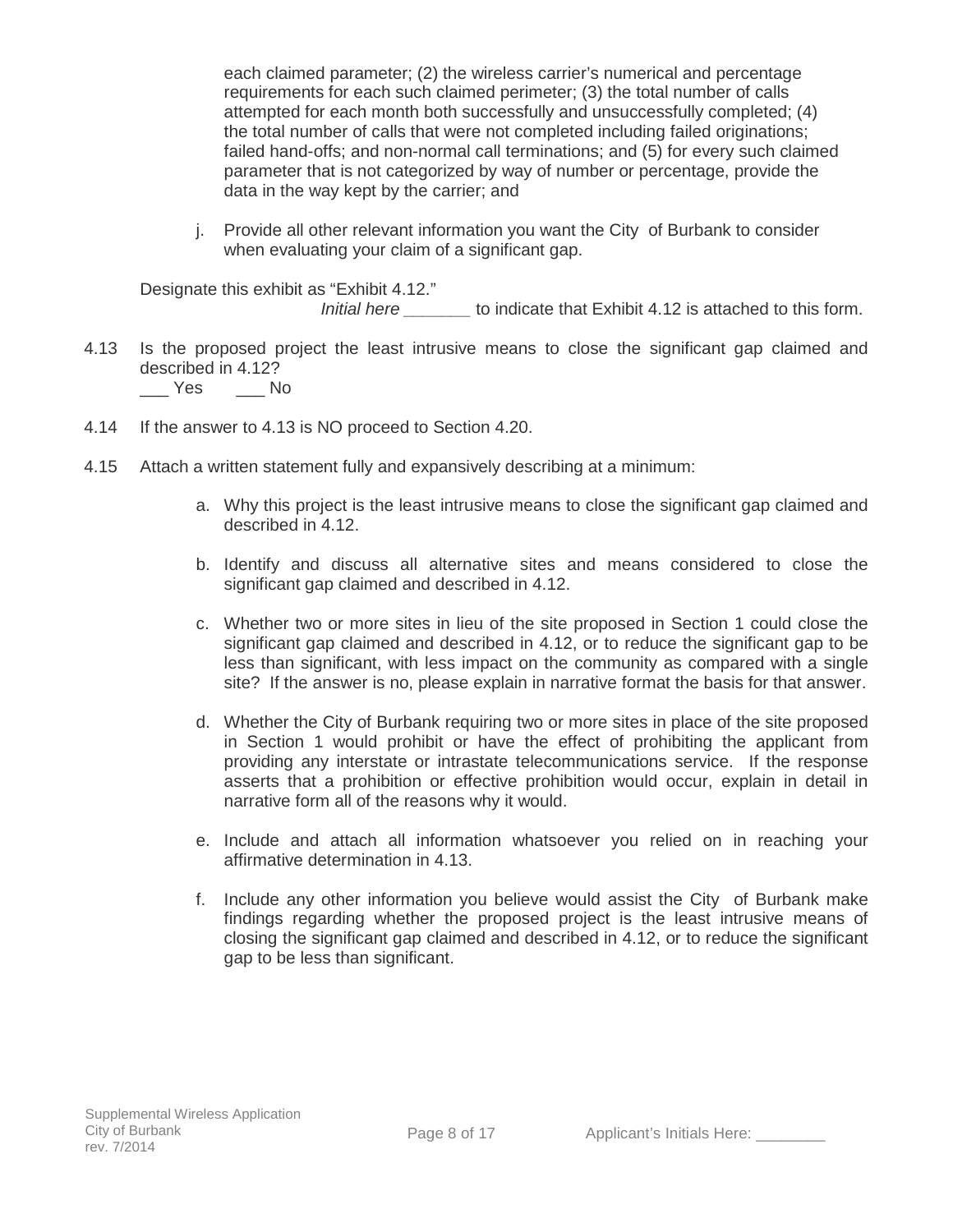each claimed parameter; (2) the wireless carrier's numerical and percentage requirements for each such claimed perimeter; (3) the total number of calls attempted for each month both successfully and unsuccessfully completed; (4) the total number of calls that were not completed including failed originations; failed hand-offs; and non-normal call terminations; and (5) for every such claimed parameter that is not categorized by way of number or percentage, provide the data in the way kept by the carrier; and

j. Provide all other relevant information you want the City of Burbank to consider when evaluating your claim of a significant gap.

Designate this exhibit as "Exhibit 4.12."

*Initial here* _______ to indicate that Exhibit 4.12 is attached to this form.

4.13 Is the proposed project the least intrusive means to close the significant gap claimed and described in 4.12?

___ Yes ___ No

4.14 If the answer to 4.13 is NO proceed to Section 4.20.

4.15 Attach a written statement fully and expansively describing at a minimum:

a. Why this project is the least intrusive means to close the significant gap claimed and described in 4.12.

b. Identify and discuss all alternative sites and means considered to close the significant gap claimed and described in 4.12.

c. Whether two or more sites in lieu of the site proposed in Section 1 could close the significant gap claimed and described in 4.12, or to reduce the significant gap to be less than significant, with less impact on the community as compared with a single site? If the answer is no, please explain in narrative format the basis for that answer.

d. Whether the City of Burbank requiring two or more sites in place of the site proposed in Section 1 would prohibit or have the effect of prohibiting the applicant from providing any interstate or intrastate telecommunications service. If the response asserts that a prohibition or effective prohibition would occur, explain in detail in narrative form all of the reasons why it would.

e. Include and attach all information whatsoever you relied on in reaching your affirmative determination in 4.13.

f. Include any other information you believe would assist the City of Burbank make findings regarding whether the proposed project is the least intrusive means of closing the significant gap claimed and described in 4.12, or to reduce the significant gap to be less than significant.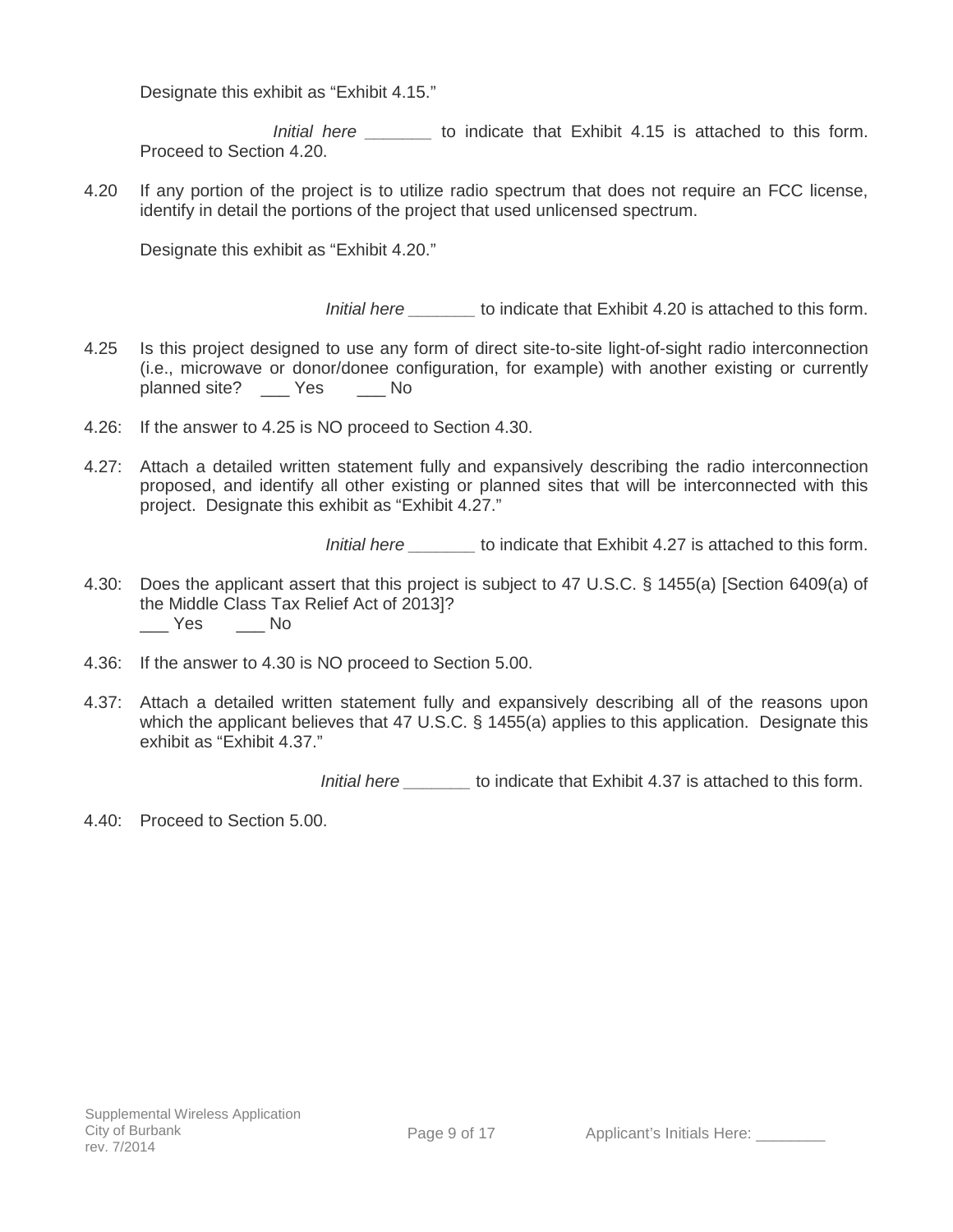Designate this exhibit as "Exhibit 4.15."

*Initial here* _______ to indicate that Exhibit 4.15 is attached to this form. Proceed to Section 4.20.

4.20 If any portion of the project is to utilize radio spectrum that does not require an FCC license, identify in detail the portions of the project that used unlicensed spectrum.

Designate this exhibit as "Exhibit 4.20."

*Initial here* _______ to indicate that Exhibit 4.20 is attached to this form.

4.25 Is this project designed to use any form of direct site-to-site light-of-sight radio interconnection (i.e., microwave or donor/donee configuration, for example) with another existing or currently planned site? ___ Yes ___ No

4.26: If the answer to 4.25 is NO proceed to Section 4.30.

4.27: Attach a detailed written statement fully and expansively describing the radio interconnection proposed, and identify all other existing or planned sites that will be interconnected with this project. Designate this exhibit as "Exhibit 4.27."

*Initial here* _______ to indicate that Exhibit 4.27 is attached to this form.

4.30: Does the applicant assert that this project is subject to 47 U.S.C. § 1455(a) [Section 6409(a) of the Middle Class Tax Relief Act of 2013]?
___ Yes ___ No

4.36: If the answer to 4.30 is NO proceed to Section 5.00.

4.37: Attach a detailed written statement fully and expansively describing all of the reasons upon which the applicant believes that 47 U.S.C. § 1455(a) applies to this application. Designate this exhibit as "Exhibit 4.37."

*Initial here* _______ to indicate that Exhibit 4.37 is attached to this form.

4.40: Proceed to Section 5.00.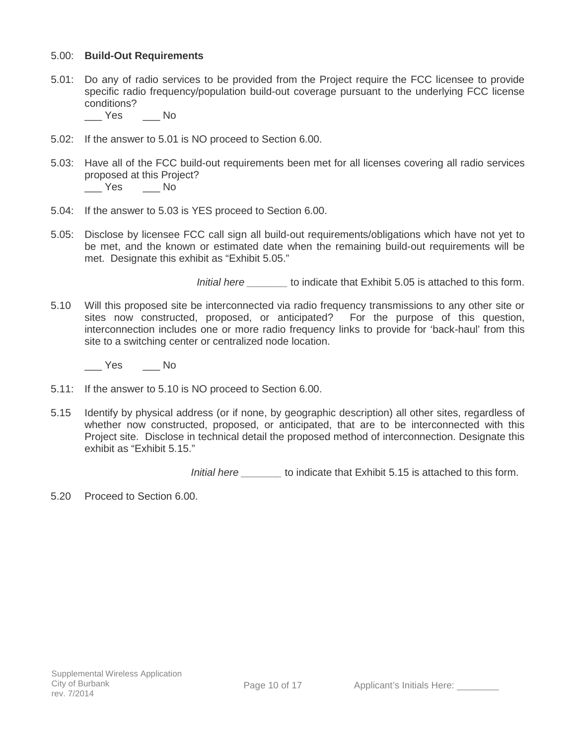5.00: **Build-Out Requirements**

5.01: Do any of radio services to be provided from the Project require the FCC licensee to provide specific radio frequency/population build-out coverage pursuant to the underlying FCC license conditions?

___ Yes ___ No

5.02: If the answer to 5.01 is NO proceed to Section 6.00.

5.03: Have all of the FCC build-out requirements been met for all licenses covering all radio services proposed at this Project?

___ Yes ___ No

5.04: If the answer to 5.03 is YES proceed to Section 6.00.

5.05: Disclose by licensee FCC call sign all build-out requirements/obligations which have not yet to be met, and the known or estimated date when the remaining build-out requirements will be met. Designate this exhibit as "Exhibit 5.05."

*Initial here* _______ to indicate that Exhibit 5.05 is attached to this form.

5.10 Will this proposed site be interconnected via radio frequency transmissions to any other site or sites now constructed, proposed, or anticipated? For the purpose of this question, interconnection includes one or more radio frequency links to provide for 'back-haul' from this site to a switching center or centralized node location.

___ Yes ___ No

5.11: If the answer to 5.10 is NO proceed to Section 6.00.

5.15 Identify by physical address (or if none, by geographic description) all other sites, regardless of whether now constructed, proposed, or anticipated, that are to be interconnected with this Project site. Disclose in technical detail the proposed method of interconnection. Designate this exhibit as "Exhibit 5.15."

*Initial here* _______ to indicate that Exhibit 5.15 is attached to this form.

5.20 Proceed to Section 6.00.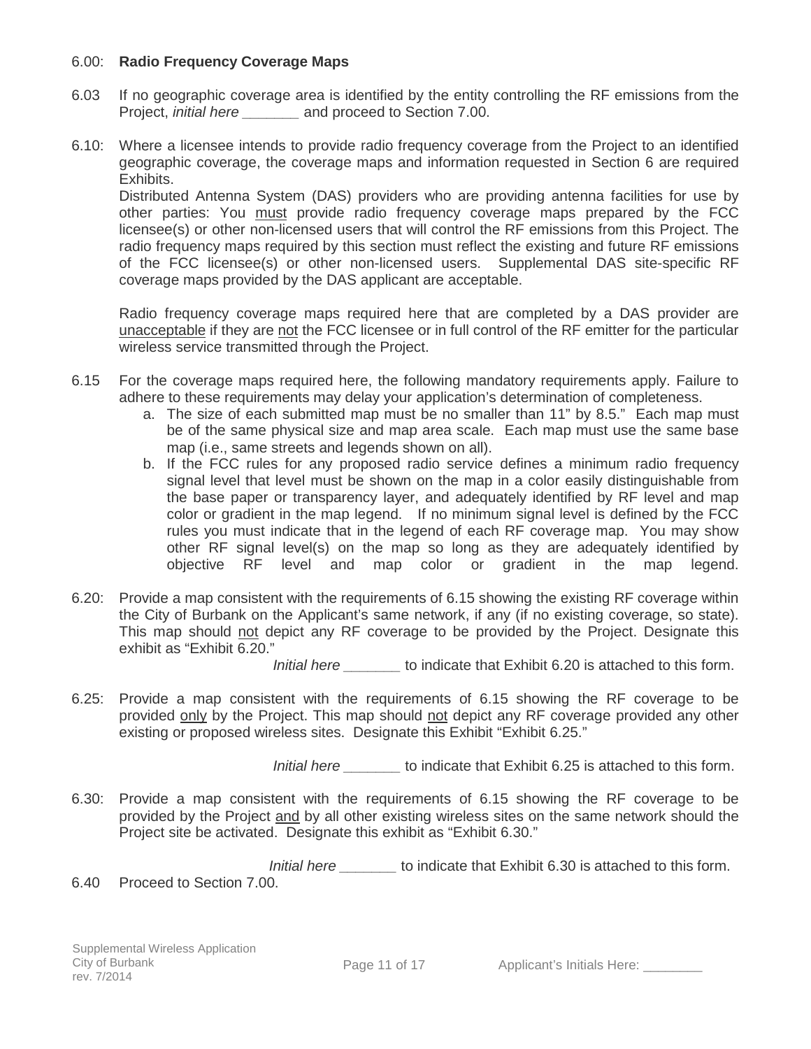6.00: **Radio Frequency Coverage Maps**

6.03 If no geographic coverage area is identified by the entity controlling the RF emissions from the Project, *initial here* _______ and proceed to Section 7.00.

6.10: Where a licensee intends to provide radio frequency coverage from the Project to an identified geographic coverage, the coverage maps and information requested in Section 6 are required Exhibits.

Distributed Antenna System (DAS) providers who are providing antenna facilities for use by other parties: You <u>must</u> provide radio frequency coverage maps prepared by the FCC licensee(s) or other non-licensed users that will control the RF emissions from this Project. The radio frequency maps required by this section must reflect the existing and future RF emissions of the FCC licensee(s) or other non-licensed users. Supplemental DAS site-specific RF coverage maps provided by the DAS applicant are acceptable.

Radio frequency coverage maps required here that are completed by a DAS provider are <u>unacceptable</u> if they are <u>not</u> the FCC licensee or in full control of the RF emitter for the particular wireless service transmitted through the Project.

6.15 For the coverage maps required here, the following mandatory requirements apply. Failure to adhere to these requirements may delay your application's determination of completeness.

a. The size of each submitted map must be no smaller than 11" by 8.5." Each map must be of the same physical size and map area scale. Each map must use the same base map (i.e., same streets and legends shown on all).
b. If the FCC rules for any proposed radio service defines a minimum radio frequency signal level that level must be shown on the map in a color easily distinguishable from the base paper or transparency layer, and adequately identified by RF level and map color or gradient in the map legend. If no minimum signal level is defined by the FCC rules you must indicate that in the legend of each RF coverage map. You may show other RF signal level(s) on the map so long as they are adequately identified by objective RF level and map color or gradient in the map legend.

6.20: Provide a map consistent with the requirements of 6.15 showing the existing RF coverage within the City of Burbank on the Applicant's same network, if any (if no existing coverage, so state). This map should <u>not</u> depict any RF coverage to be provided by the Project. Designate this exhibit as "Exhibit 6.20."

*Initial here* _______ to indicate that Exhibit 6.20 is attached to this form.

6.25: Provide a map consistent with the requirements of 6.15 showing the RF coverage to be provided <u>only</u> by the Project. This map should <u>not</u> depict any RF coverage provided any other existing or proposed wireless sites. Designate this Exhibit "Exhibit 6.25."

*Initial here* _______ to indicate that Exhibit 6.25 is attached to this form.

6.30: Provide a map consistent with the requirements of 6.15 showing the RF coverage to be provided by the Project <u>and</u> by all other existing wireless sites on the same network should the Project site be activated. Designate this exhibit as "Exhibit 6.30."

*Initial here* _______ to indicate that Exhibit 6.30 is attached to this form.

6.40 Proceed to Section 7.00.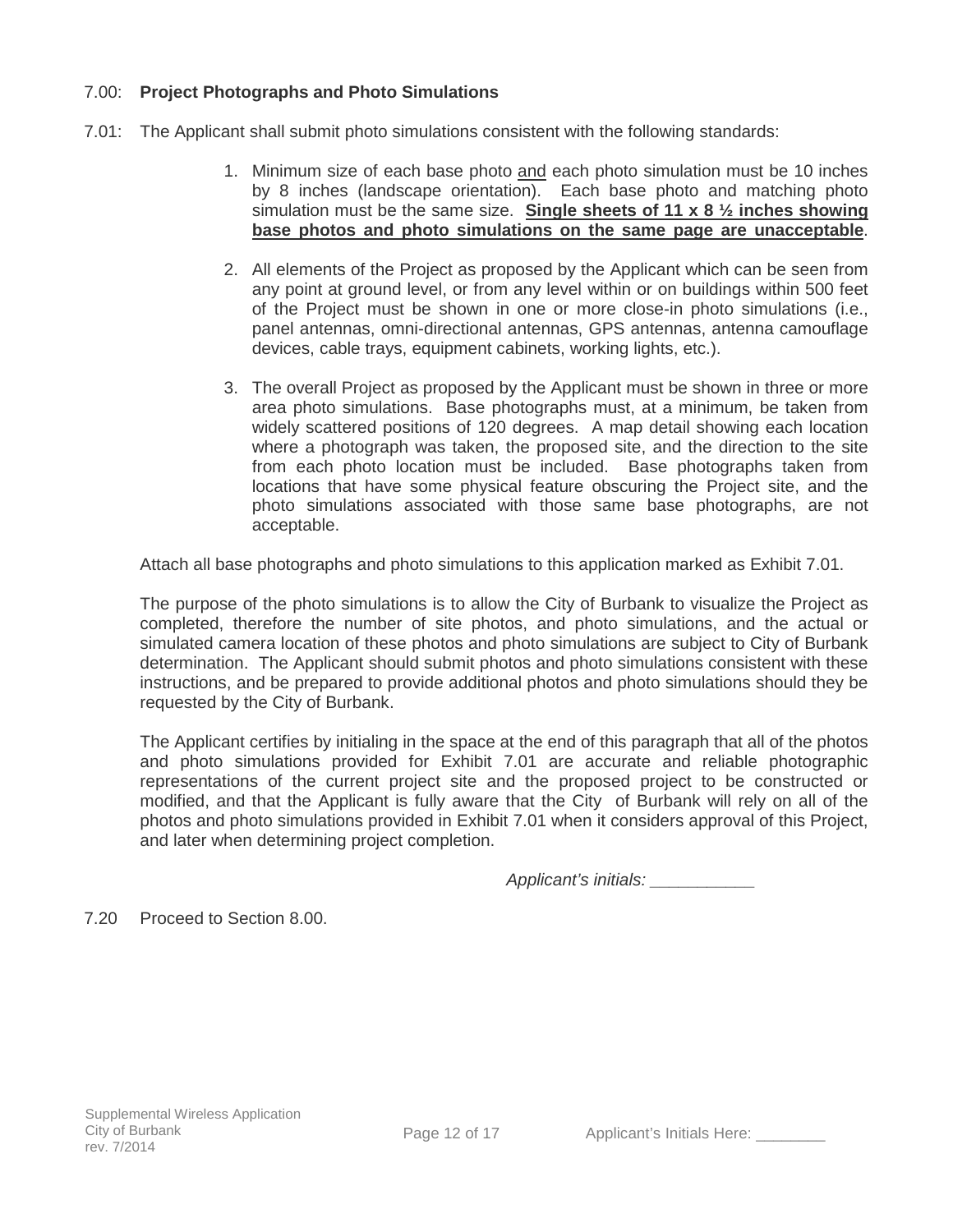7.00: **Project Photographs and Photo Simulations**

7.01: The Applicant shall submit photo simulations consistent with the following standards:

1. Minimum size of each base photo <u>and</u> each photo simulation must be 10 inches by 8 inches (landscape orientation). Each base photo and matching photo simulation must be the same size. **<u>Single sheets of 11 x 8 ½ inches showing base photos and photo simulations on the same page are unacceptable</u>**.

2. All elements of the Project as proposed by the Applicant which can be seen from any point at ground level, or from any level within or on buildings within 500 feet of the Project must be shown in one or more close-in photo simulations (i.e., panel antennas, omni-directional antennas, GPS antennas, antenna camouflage devices, cable trays, equipment cabinets, working lights, etc.).

3. The overall Project as proposed by the Applicant must be shown in three or more area photo simulations. Base photographs must, at a minimum, be taken from widely scattered positions of 120 degrees. A map detail showing each location where a photograph was taken, the proposed site, and the direction to the site from each photo location must be included. Base photographs taken from locations that have some physical feature obscuring the Project site, and the photo simulations associated with those same base photographs, are not acceptable.

Attach all base photographs and photo simulations to this application marked as Exhibit 7.01.

The purpose of the photo simulations is to allow the City of Burbank to visualize the Project as completed, therefore the number of site photos, and photo simulations, and the actual or simulated camera location of these photos and photo simulations are subject to City of Burbank determination. The Applicant should submit photos and photo simulations consistent with these instructions, and be prepared to provide additional photos and photo simulations should they be requested by the City of Burbank.

The Applicant certifies by initialing in the space at the end of this paragraph that all of the photos and photo simulations provided for Exhibit 7.01 are accurate and reliable photographic representations of the current project site and the proposed project to be constructed or modified, and that the Applicant is fully aware that the City of Burbank will rely on all of the photos and photo simulations provided in Exhibit 7.01 when it considers approval of this Project, and later when determining project completion.

*Applicant's initials:* ___________

7.20 Proceed to Section 8.00.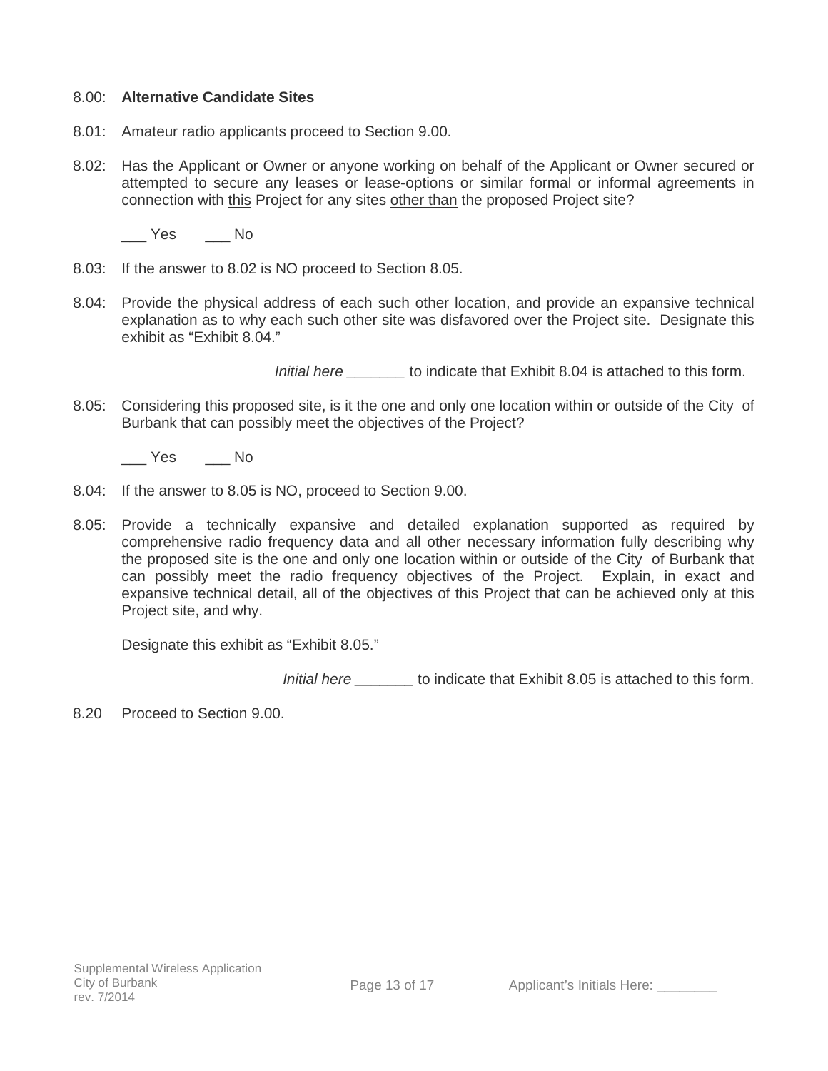8.00: **Alternative Candidate Sites**

8.01: Amateur radio applicants proceed to Section 9.00.

8.02: Has the Applicant or Owner or anyone working on behalf of the Applicant or Owner secured or attempted to secure any leases or lease-options or similar formal or informal agreements in connection with <u>this</u> Project for any sites <u>other than</u> the proposed Project site?

___ Yes ___ No

8.03: If the answer to 8.02 is NO proceed to Section 8.05.

8.04: Provide the physical address of each such other location, and provide an expansive technical explanation as to why each such other site was disfavored over the Project site. Designate this exhibit as "Exhibit 8.04."

*Initial here* _______ to indicate that Exhibit 8.04 is attached to this form.

8.05: Considering this proposed site, is it the <u>one and only one location</u> within or outside of the City of Burbank that can possibly meet the objectives of the Project?

___ Yes ___ No

8.04: If the answer to 8.05 is NO, proceed to Section 9.00.

8.05: Provide a technically expansive and detailed explanation supported as required by comprehensive radio frequency data and all other necessary information fully describing why the proposed site is the one and only one location within or outside of the City of Burbank that can possibly meet the radio frequency objectives of the Project. Explain, in exact and expansive technical detail, all of the objectives of this Project that can be achieved only at this Project site, and why.

Designate this exhibit as "Exhibit 8.05."

*Initial here* _______ to indicate that Exhibit 8.05 is attached to this form.

8.20 Proceed to Section 9.00.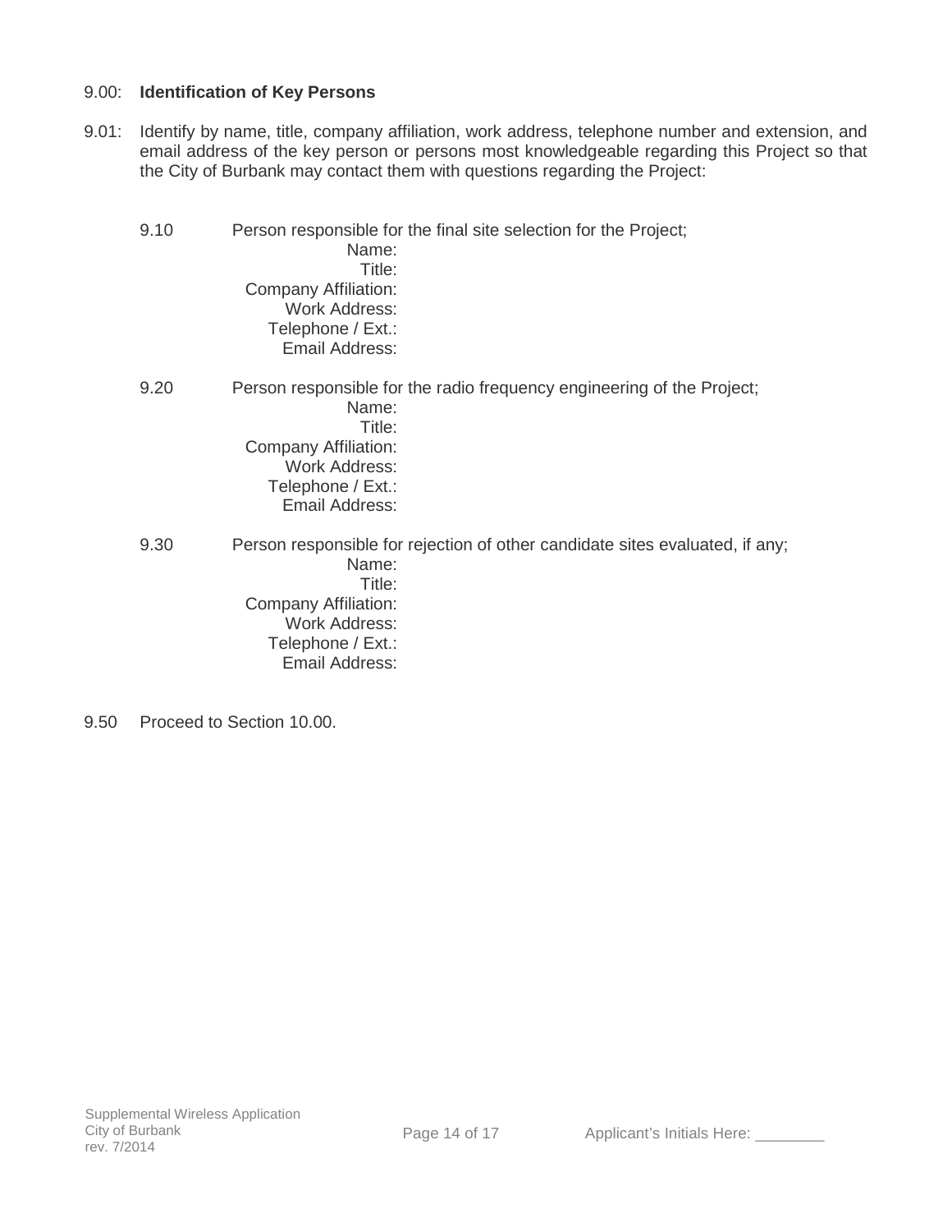9.00: **Identification of Key Persons**

9.01: Identify by name, title, company affiliation, work address, telephone number and extension, and email address of the key person or persons most knowledgeable regarding this Project so that the City of Burbank may contact them with questions regarding the Project:

9.10 Person responsible for the final site selection for the Project;

Name:
Title:
Company Affiliation:
Work Address:
Telephone / Ext.:
Email Address:

9.20 Person responsible for the radio frequency engineering of the Project;

Name:
Title:
Company Affiliation:
Work Address:
Telephone / Ext.:
Email Address:

9.30 Person responsible for rejection of other candidate sites evaluated, if any;

Name:
Title:
Company Affiliation:
Work Address:
Telephone / Ext.:
Email Address:

9.50 Proceed to Section 10.00.

Applicant's Initials Here: ________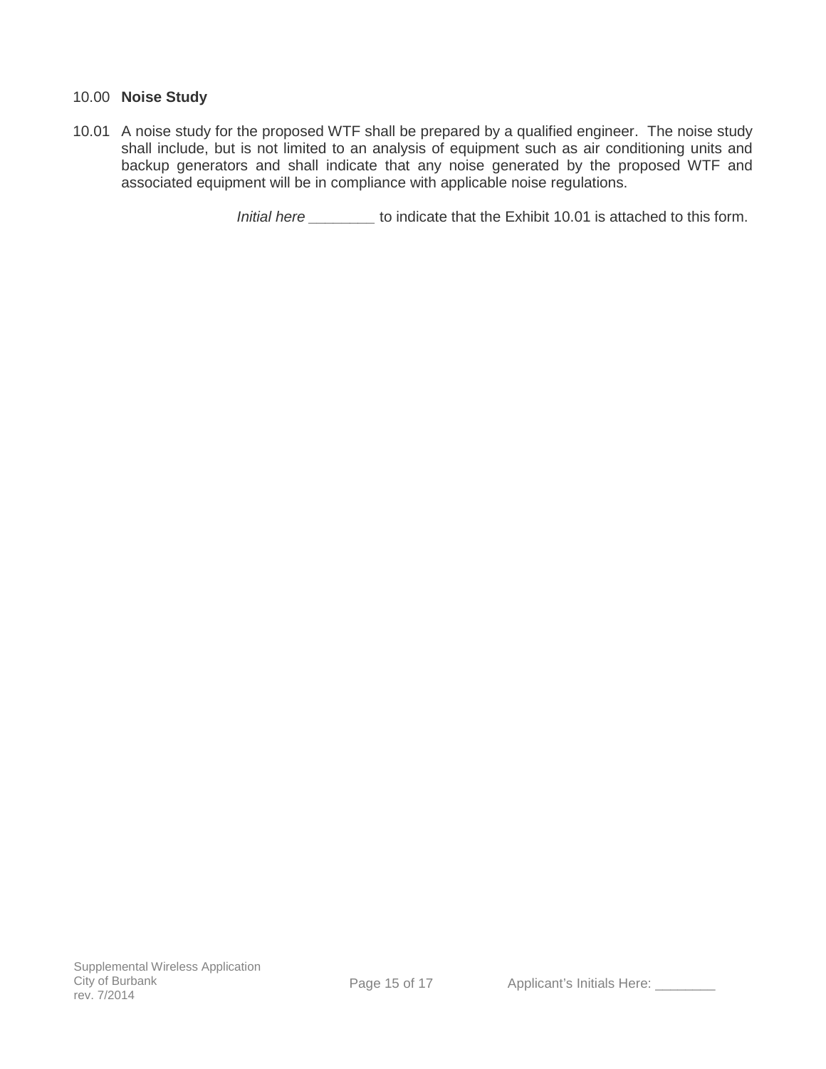## 10.00 **Noise Study**

10.01 A noise study for the proposed WTF shall be prepared by a qualified engineer. The noise study shall include, but is not limited to an analysis of equipment such as air conditioning units and backup generators and shall indicate that any noise generated by the proposed WTF and associated equipment will be in compliance with applicable noise regulations.

*Initial here* ________ to indicate that the Exhibit 10.01 is attached to this form.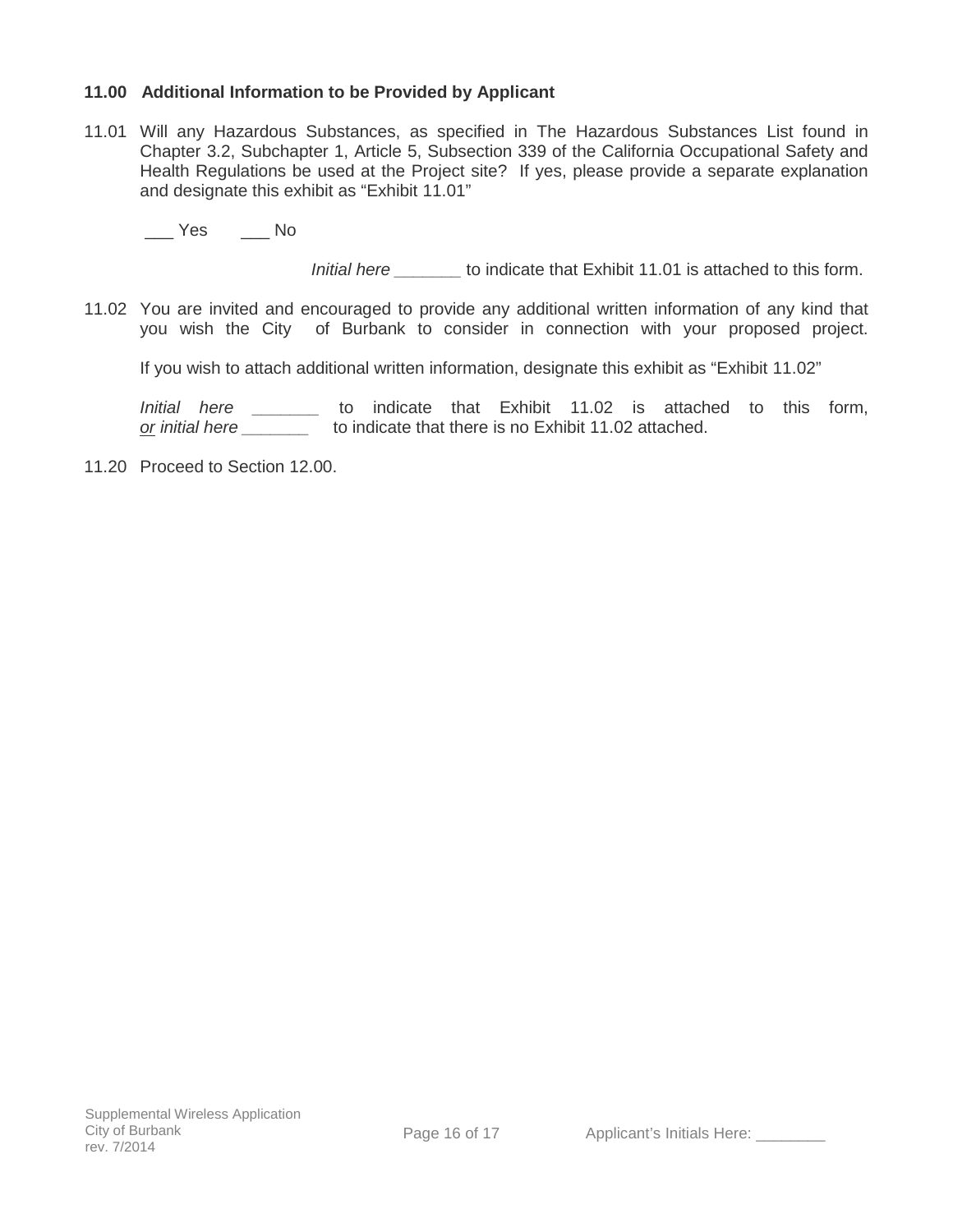### 11.00 Additional Information to be Provided by Applicant

11.01 Will any Hazardous Substances, as specified in The Hazardous Substances List found in Chapter 3.2, Subchapter 1, Article 5, Subsection 339 of the California Occupational Safety and Health Regulations be used at the Project site? If yes, please provide a separate explanation and designate this exhibit as "Exhibit 11.01"

___ Yes ___ No

*Initial here* _______ to indicate that Exhibit 11.01 is attached to this form.

11.02 You are invited and encouraged to provide any additional written information of any kind that you wish the City of Burbank to consider in connection with your proposed project.

If you wish to attach additional written information, designate this exhibit as "Exhibit 11.02"

*Initial here* _______ to indicate that Exhibit 11.02 is attached to this form, *or initial here* _______ to indicate that there is no Exhibit 11.02 attached.

11.20 Proceed to Section 12.00.

Supplemental Wireless Application
City of Burbank
rev. 7/2014

Applicant's Initials Here: ________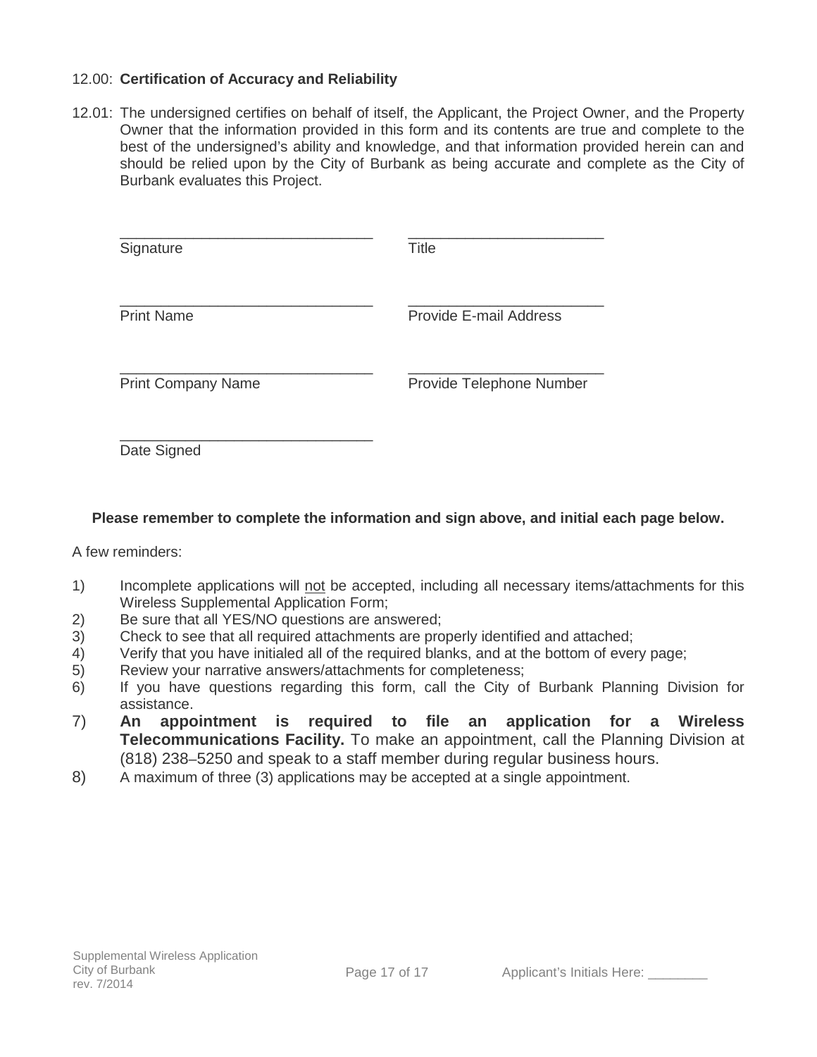12.00: **Certification of Accuracy and Reliability**

12.01: The undersigned certifies on behalf of itself, the Applicant, the Project Owner, and the Property Owner that the information provided in this form and its contents are true and complete to the best of the undersigned's ability and knowledge, and that information provided herein can and should be relied upon by the City of Burbank as being accurate and complete as the City of Burbank evaluates this Project.

| | |
|---|---|
| _______________________________ Signature | ________________________ Title |
| _______________________________ Print Name | ________________________ Provide E-mail Address |
| _______________________________ Print Company Name | ________________________ Provide Telephone Number |
| _______________________________ Date Signed | |

**Please remember to complete the information and sign above, and initial each page below.**

A few reminders:

1) Incomplete applications will not be accepted, including all necessary items/attachments for this Wireless Supplemental Application Form;
2) Be sure that all YES/NO questions are answered;
3) Check to see that all required attachments are properly identified and attached;
4) Verify that you have initialed all of the required blanks, and at the bottom of every page;
5) Review your narrative answers/attachments for completeness;
6) If you have questions regarding this form, call the City of Burbank Planning Division for assistance.
7) **An appointment is required to file an application for a Wireless Telecommunications Facility.** To make an appointment, call the Planning Division at (818) 238–5250 and speak to a staff member during regular business hours.
8) A maximum of three (3) applications may be accepted at a single appointment.

Supplemental Wireless Application
City of Burbank
rev. 7/2014

Applicant's Initials Here: ________